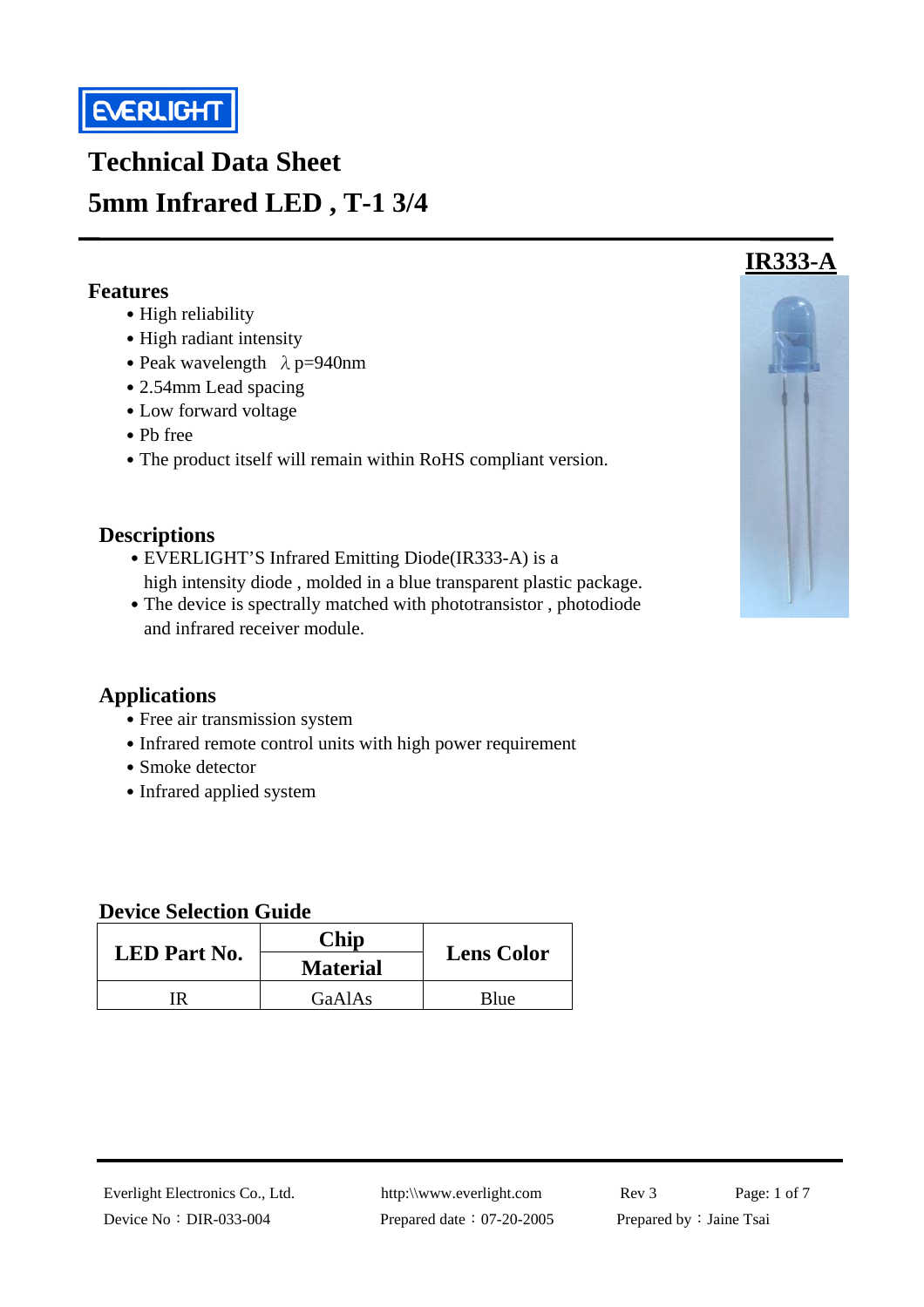EVERLIGHT

# Technical Data Sheet
# 5mm Infrared LED , T-1 3/4

**IR333-A**

## Features

- High reliability
- High radiant intensity
- Peak wavelength $\lambda$ p=940nm
- 2.54mm Lead spacing
- Low forward voltage
- Pb free
- The product itself will remain within RoHS compliant version.

## Descriptions

- EVERLIGHT'S Infrared Emitting Diode(IR333-A) is a high intensity diode , molded in a blue transparent plastic package.
- The device is spectrally matched with phototransistor , photodiode and infrared receiver module.

## Applications

- Free air transmission system
- Infrared remote control units with high power requirement
- Smoke detector
- Infrared applied system

## Device Selection Guide

| LED Part No. | Chip Material | Lens Color |
|---|---|---|
| IR | GaAlAs | Blue |

Everlight Electronics Co., Ltd. http:\\www.everlight.com Rev 3
Device No：DIR-033-004 Prepared date：07-20-2005 Prepared by：Jaine Tsai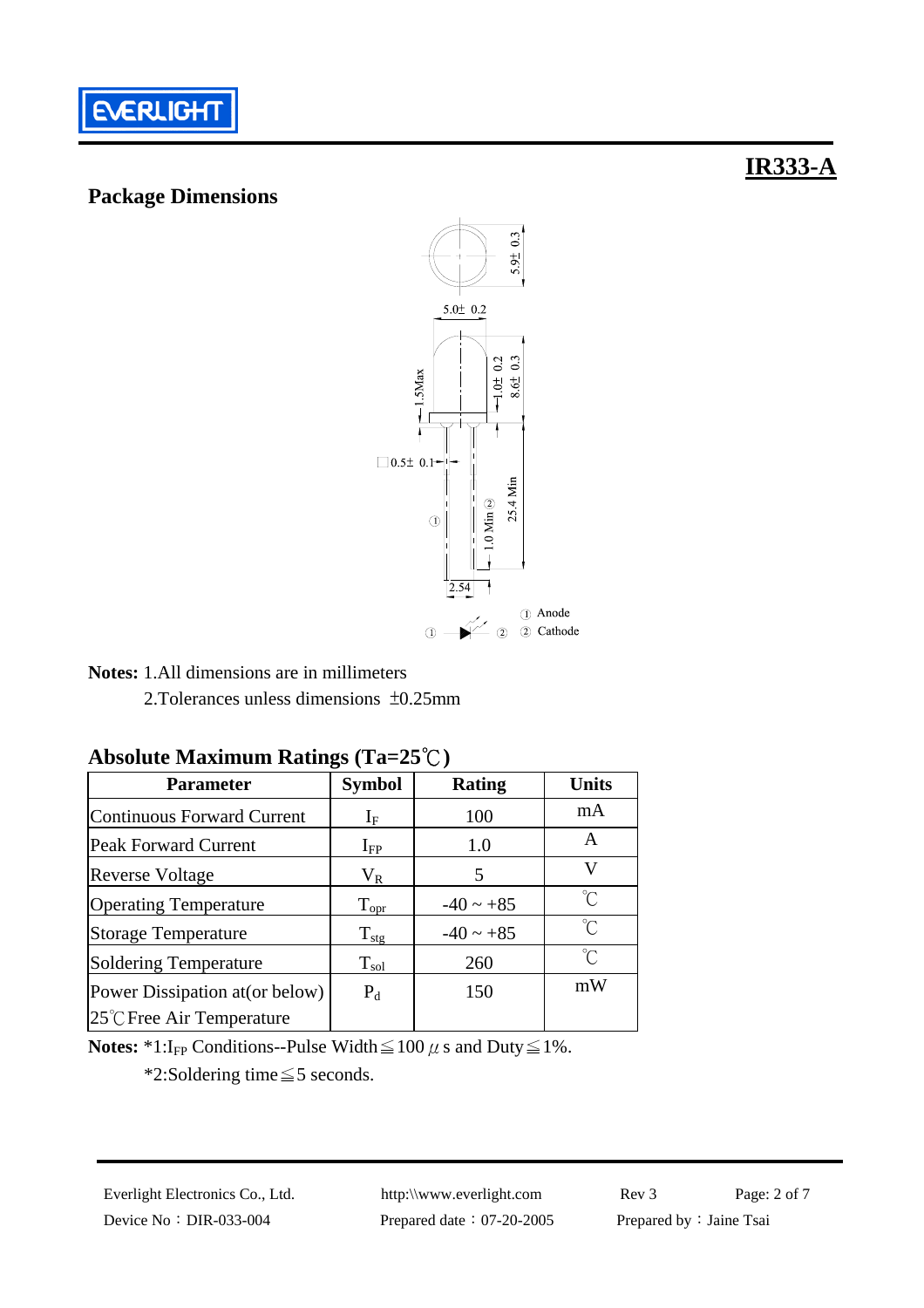# IR333-A

## Package Dimensions

**Notes:** 1.All dimensions are in millimeters

2.Tolerances unless dimensions ±0.25mm

## Absolute Maximum Ratings (Ta=25℃)

| Parameter | Symbol | Rating | Units |
|---|---|---|---|
| Continuous Forward Current | $I_F$ | 100 | mA |
| Peak Forward Current | $I_{FP}$ | 1.0 | A |
| Reverse Voltage | $V_R$ | 5 | V |
| Operating Temperature | $T_{opr}$ | -40 ~ +85 | ℃ |
| Storage Temperature | $T_{stg}$ | -40 ~ +85 | ℃ |
| Soldering Temperature | $T_{sol}$ | 260 | ℃ |
| Power Dissipation at(or below) 25℃Free Air Temperature | $P_d$ | 150 | mW |

**Notes:** *1:$I_{FP}$ Conditions--Pulse Width≦100 μs and Duty≦1%.

*2:Soldering time≦5 seconds.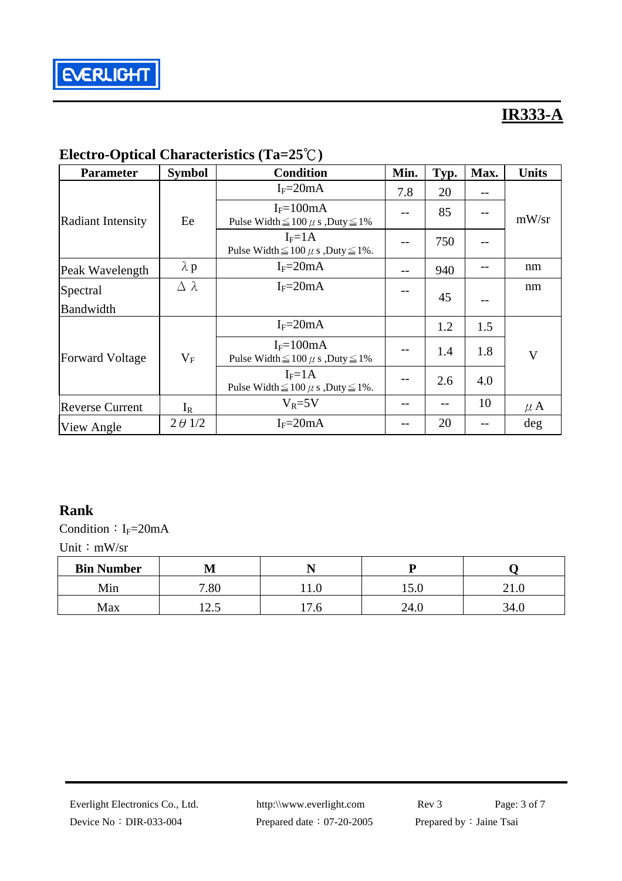## Electro-Optical Characteristics (Ta=25℃)

| Parameter | Symbol | Condition | Min. | Typ. | Max. | Units |
|---|---|---|---|---|---|---|
| Radiant Intensity | Ee | $I_F$=20mA | 7.8 | 20 | -- | mW/sr |
| | | $I_F$=100mA Pulse Width≦100 μs ,Duty≦1% | -- | 85 | -- | |
| | | $I_F$=1A Pulse Width≦100 μs ,Duty≦1%. | -- | 750 | -- | |
| Peak Wavelength | λp | $I_F$=20mA | -- | 940 | -- | nm |
| Spectral Bandwidth | Δλ | $I_F$=20mA | -- | 45 | -- | nm |
| Forward Voltage | $V_F$ | $I_F$=20mA | | 1.2 | 1.5 | V |
| | | $I_F$=100mA Pulse Width≦100 μs ,Duty≦1% | -- | 1.4 | 1.8 | |
| | | $I_F$=1A Pulse Width≦100 μs ,Duty≦1%. | -- | 2.6 | 4.0 | |
| Reverse Current | $I_R$ | $V_R$=5V | -- | -- | 10 | μA |
| View Angle | 2θ1/2 | $I_F$=20mA | -- | 20 | -- | deg |

## Rank

Condition：$I_F$=20mA

Unit：mW/sr

| Bin Number | M | N | P | Q |
|---|---|---|---|---|
| Min | 7.80 | 11.0 | 15.0 | 21.0 |
| Max | 12.5 | 17.6 | 24.0 | 34.0 |

Everlight Electronics Co., Ltd. http:\\www.everlight.com Rev 3

Device No：DIR-033-004 Prepared date：07-20-2005 Prepared by：Jaine Tsai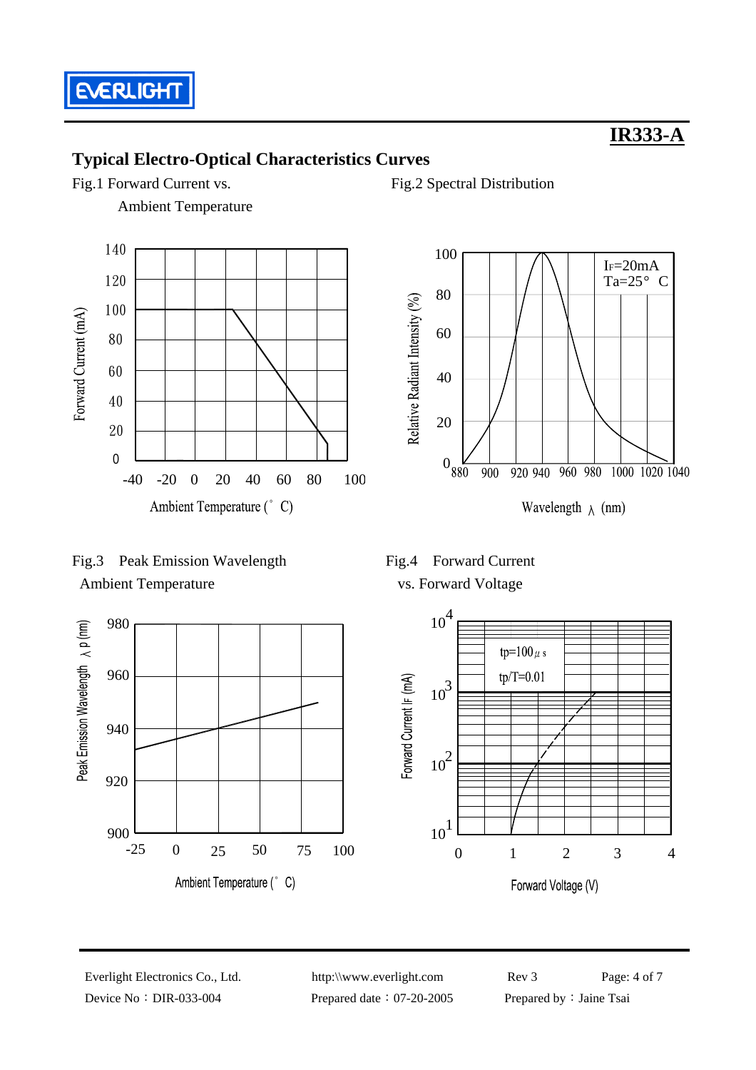# IR333-A

## Typical Electro-Optical Characteristics Curves

Fig.1 Forward Current vs. Ambient Temperature

Forward Current (mA)

140
120
100
80
60
40
20
0

-40 -20 0 20 40 60 80 100

Ambient Temperature (°C)

Fig.2 Spectral Distribution

Relative Radiant Intensity (%)

$I_F$=20mA
Ta=25°C

100
80
60
40
20
0

880 900 920 940 960 980 1000 1020 1040

Wavelength λ (nm)

Fig.3 Peak Emission Wavelength Ambient Temperature

Peak Emission Wavelength λp (nm)

980
960
940
920
900

-25 0 25 50 75 100

Ambient Temperature (°C)

Fig.4 Forward Current vs. Forward Voltage

Forward Current $I_F$ (mA)

tp=100μs
tp/T=0.01

$10^4$
$10^3$
$10^2$
$10^1$

0 1 2 3 4

Forward Voltage (V)

Everlight Electronics Co., Ltd. http:\\www.everlight.com Rev 3

Device No：DIR-033-004 Prepared date：07-20-2005 Prepared by：Jaine Tsai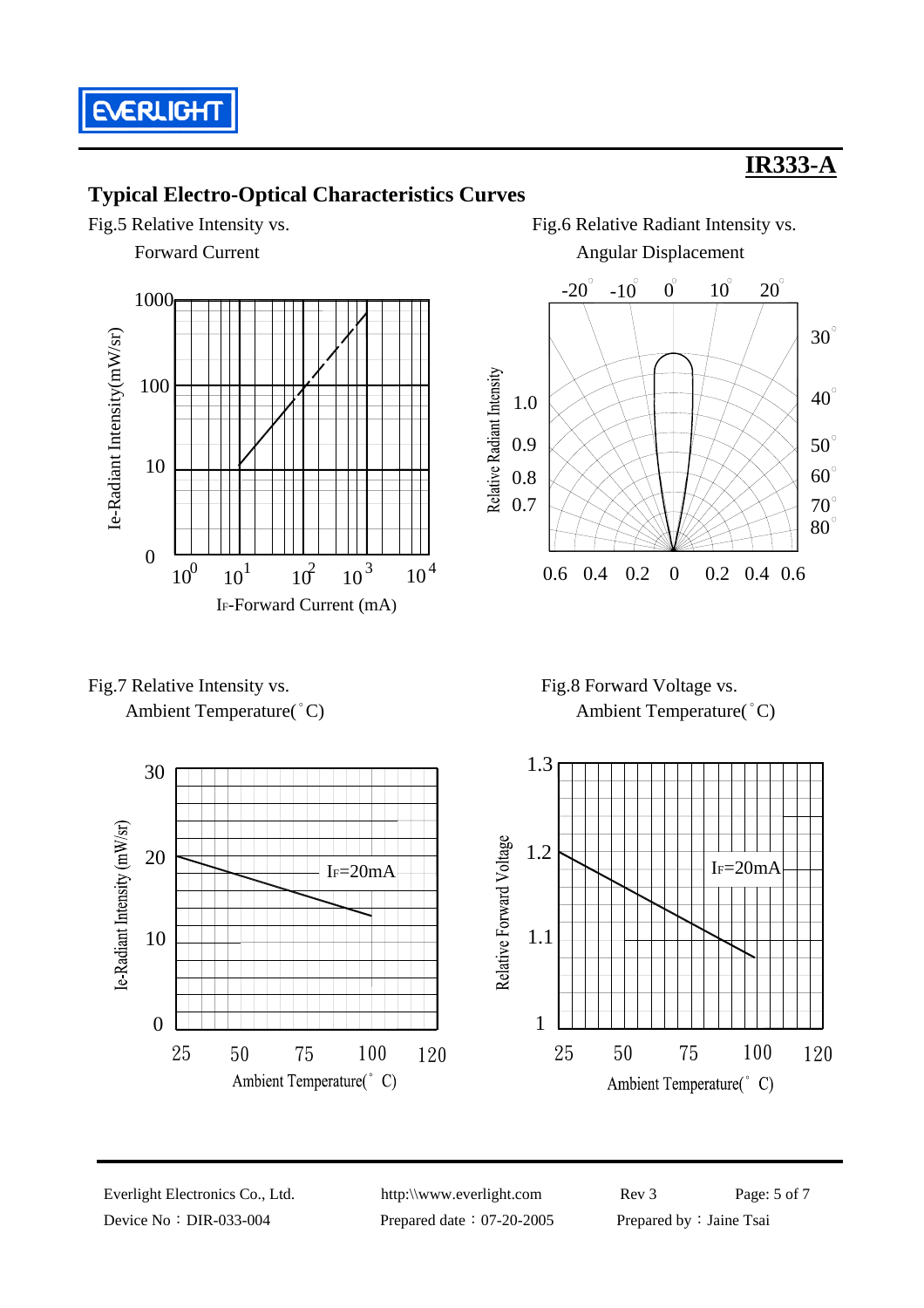## Typical Electro-Optical Characteristics Curves

Fig.5 Relative Intensity vs. Forward Current

Ie-Radiant Intensity(mW/sr)

1000
100
10
0

$10^0$ $10^1$ $10^2$ $10^3$ $10^4$

$I_F$-Forward Current (mA)

Fig.6 Relative Radiant Intensity vs. Angular Displacement

-20° -10° 0° 10° 20°

30°
40°
50°
60°
70°
80°

Relative Radiant Intensity

1.0
0.9
0.8
0.7

0.6 0.4 0.2 0 0.2 0.4 0.6

Fig.7 Relative Intensity vs. Ambient Temperature(°C)

Ie-Radiant Intensity (mW/sr)

30
20
10
0

$I_F$=20mA

25 50 75 100 120

Ambient Temperature(° C)

Fig.8 Forward Voltage vs. Ambient Temperature(°C)

Relative Forward Voltage

1.3
1.2
1.1
1

$I_F$=20mA

25 50 75 100 120

Ambient Temperature(° C)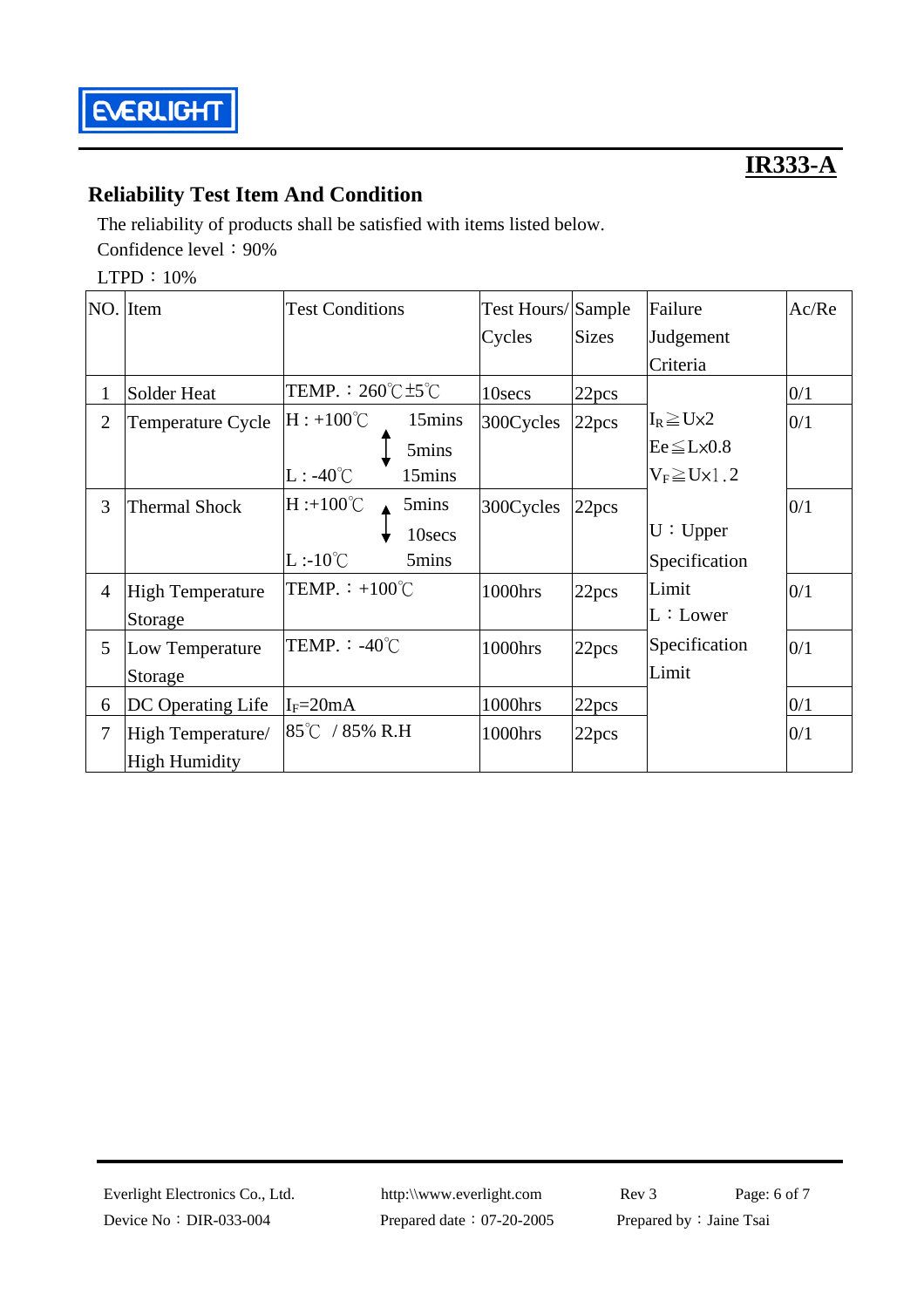**IR333-A**

## Reliability Test Item And Condition

The reliability of products shall be satisfied with items listed below.

Confidence level：90%

LTPD：10%

| NO. | Item | Test Conditions | Test Hours/ Cycles | Sample Sizes | Failure Judgement Criteria | Ac/Re |
|---|---|---|---|---|---|---|
| 1 | Solder Heat | TEMP.：260℃±5℃ | 10secs | 22pcs | $I_R \geqq U \times 2$<br>$Ee \leqq L \times 0.8$<br>$V_F \geqq U \times 1.2$<br><br>U：Upper Specification Limit<br>L：Lower Specification Limit | 0/1 |
| 2 | Temperature Cycle | H : +100℃ 15mins<br>↕ 5mins<br>L : -40℃ 15mins | 300Cycles | 22pcs | | 0/1 |
| 3 | Thermal Shock | H :+100℃ 5mins<br>↕ 10secs<br>L :-10℃ 5mins | 300Cycles | 22pcs | | 0/1 |
| 4 | High Temperature Storage | TEMP.：+100℃ | 1000hrs | 22pcs | | 0/1 |
| 5 | Low Temperature Storage | TEMP.：-40℃ | 1000hrs | 22pcs | | 0/1 |
| 6 | DC Operating Life | $I_F$=20mA | 1000hrs | 22pcs | | 0/1 |
| 7 | High Temperature/ High Humidity | 85℃ / 85% R.H | 1000hrs | 22pcs | | 0/1 |

Everlight Electronics Co., Ltd. http:\\www.everlight.com Rev 3

Device No：DIR-033-004 Prepared date：07-20-2005 Prepared by：Jaine Tsai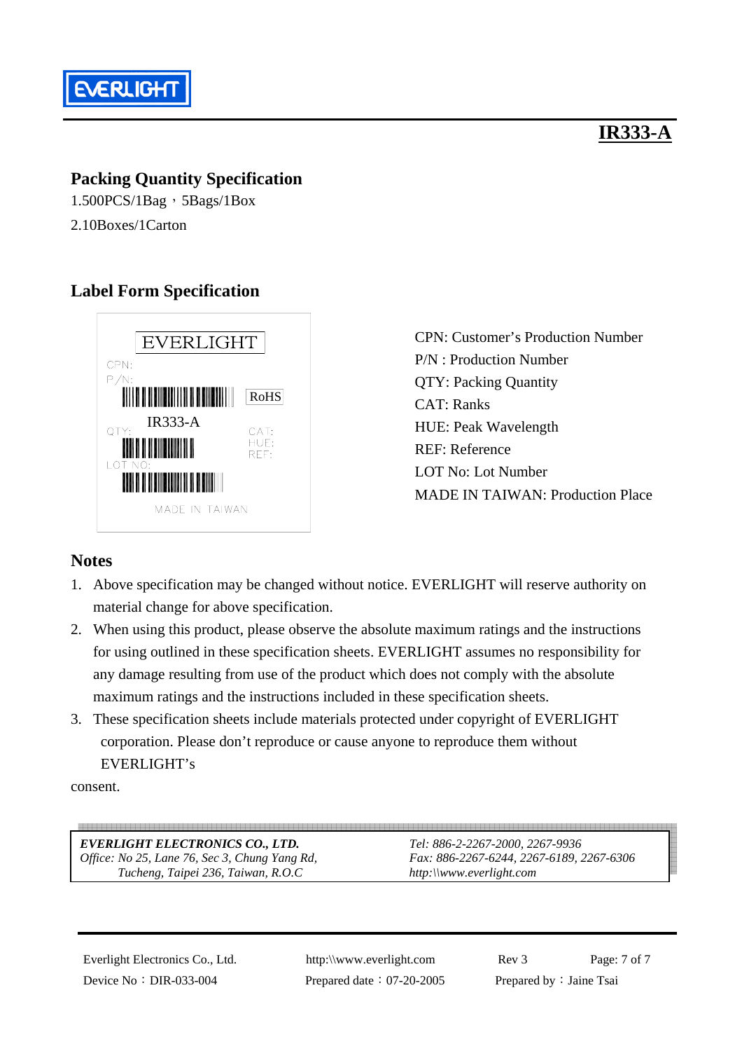## Packing Quantity Specification

1.500PCS/1Bag，5Bags/1Box

2.10Boxes/1Carton

## Label Form Specification

EVERLIGHT

CPN:

P/N:

RoHS

IR333-A

QTY:

CAT:

HUE:

REF:

LOT NO:

MADE IN TAIWAN

CPN: Customer's Production Number

P/N : Production Number

QTY: Packing Quantity

CAT: Ranks

HUE: Peak Wavelength

REF: Reference

LOT No: Lot Number

MADE IN TAIWAN: Production Place

## Notes

1. Above specification may be changed without notice. EVERLIGHT will reserve authority on material change for above specification.
2. When using this product, please observe the absolute maximum ratings and the instructions for using outlined in these specification sheets. EVERLIGHT assumes no responsibility for any damage resulting from use of the product which does not comply with the absolute maximum ratings and the instructions included in these specification sheets.
3. These specification sheets include materials protected under copyright of EVERLIGHT corporation. Please don't reproduce or cause anyone to reproduce them without EVERLIGHT's consent.

***EVERLIGHT ELECTRONICS CO., LTD.***
*Office: No 25, Lane 76, Sec 3, Chung Yang Rd, Tucheng, Taipei 236, Taiwan, R.O.C*

*Tel: 886-2-2267-2000, 2267-9936*
*Fax: 886-2-2267-6244, 2267-6189, 2267-6306*
*http:\\www.everlight.com*